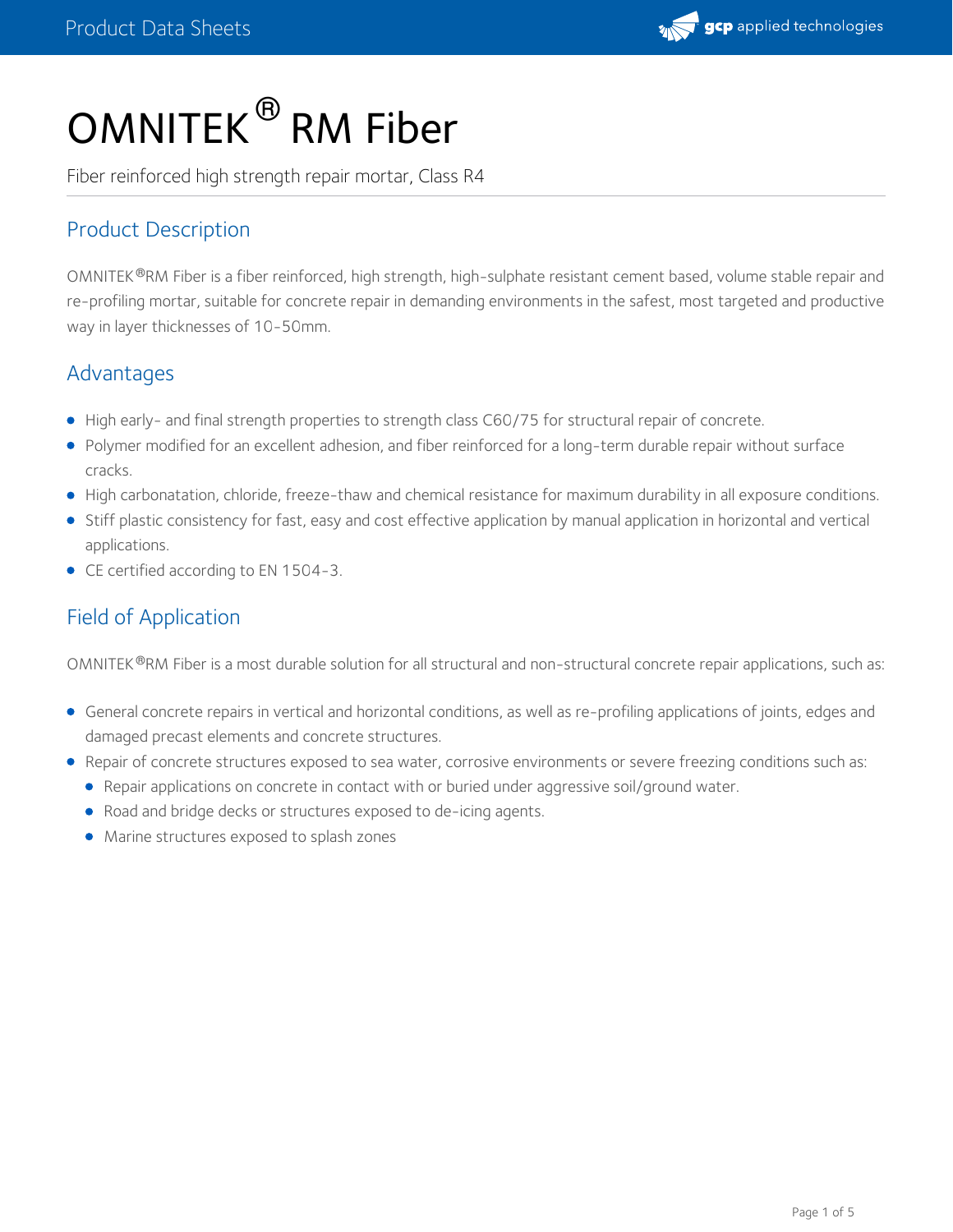# OMNITEK® RM Fiber

Fiber reinforced high strength repair mortar, Class R4

## Product Description

OMNITEK®RM Fiber is a fiber reinforced, high strength, high-sulphate resistant cement based, volume stable repair and re-profiling mortar, suitable for concrete repair in demanding environments in the safest, most targeted and productive way in layer thicknesses of 10-50mm.

## Advantages

- High early- and final strength properties to strength class C60/75 for structural repair of concrete.
- Polymer modified for an excellent adhesion, and fiber reinforced for a long-term durable repair without surface cracks.
- High carbonatation, chloride, freeze-thaw and chemical resistance for maximum durability in all exposure conditions.
- Stiff plastic consistency for fast, easy and cost effective application by manual application in horizontal and vertical applications.
- CE certified according to EN 1504-3.

## Field of Application

OMNITEK®RM Fiber is a most durable solution for all structural and non-structural concrete repair applications, such as:

- General concrete repairs in vertical and horizontal conditions, as well as re-profiling applications of joints, edges and damaged precast elements and concrete structures.
- Repair of concrete structures exposed to sea water, corrosive environments or severe freezing conditions such as:
  - Repair applications on concrete in contact with or buried under aggressive soil/ground water.
  - Road and bridge decks or structures exposed to de-icing agents.
  - Marine structures exposed to splash zones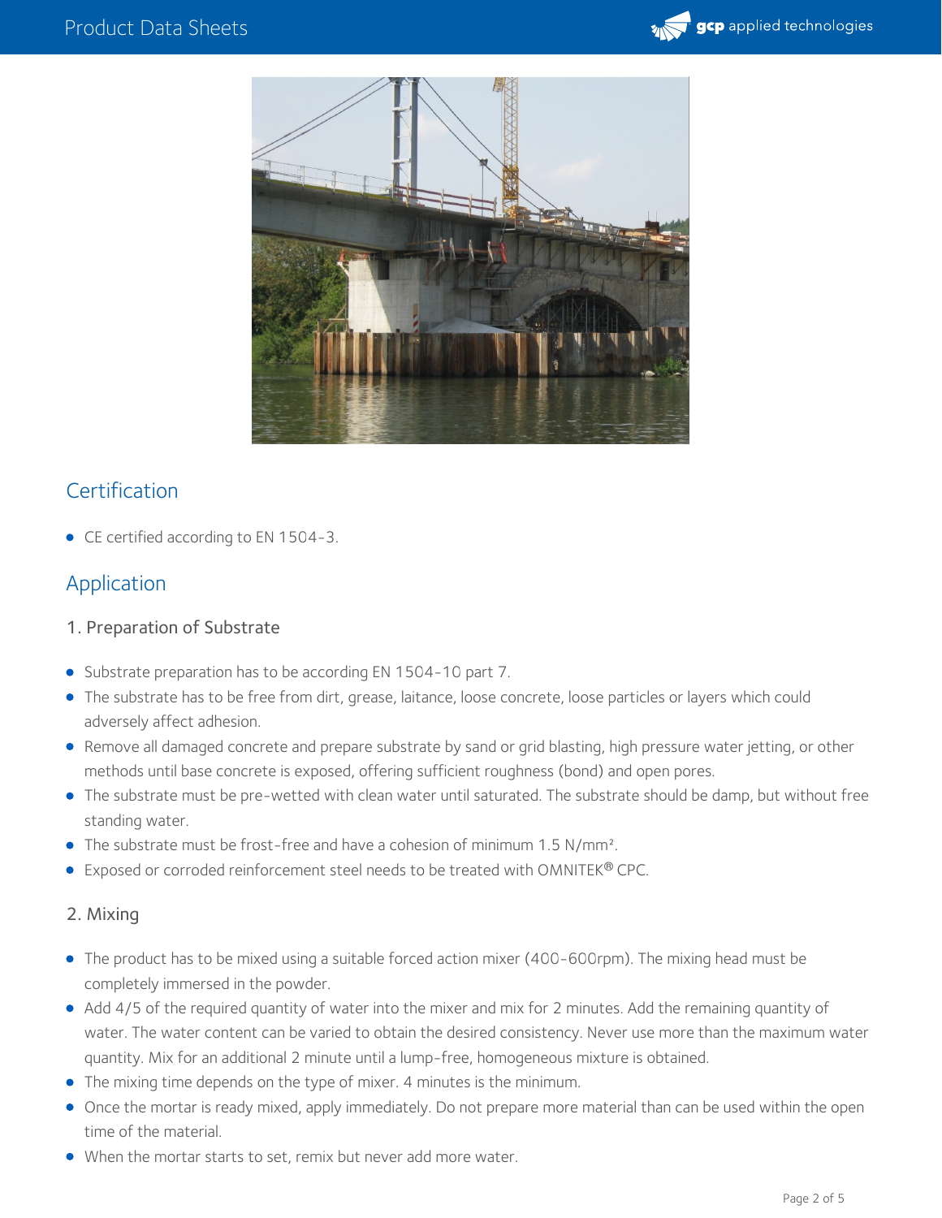## Certification

- CE certified according to EN 1504-3.

## Application

### 1. Preparation of Substrate

- Substrate preparation has to be according EN 1504-10 part 7.
- The substrate has to be free from dirt, grease, laitance, loose concrete, loose particles or layers which could adversely affect adhesion.
- Remove all damaged concrete and prepare substrate by sand or grid blasting, high pressure water jetting, or other methods until base concrete is exposed, offering sufficient roughness (bond) and open pores.
- The substrate must be pre-wetted with clean water until saturated. The substrate should be damp, but without free standing water.
- The substrate must be frost-free and have a cohesion of minimum 1.5 $N/mm^2$.
- Exposed or corroded reinforcement steel needs to be treated with OMNITEK® CPC.

### 2. Mixing

- The product has to be mixed using a suitable forced action mixer (400-600rpm). The mixing head must be completely immersed in the powder.
- Add 4/5 of the required quantity of water into the mixer and mix for 2 minutes. Add the remaining quantity of water. The water content can be varied to obtain the desired consistency. Never use more than the maximum water quantity. Mix for an additional 2 minute until a lump-free, homogeneous mixture is obtained.
- The mixing time depends on the type of mixer. 4 minutes is the minimum.
- Once the mortar is ready mixed, apply immediately. Do not prepare more material than can be used within the open time of the material.
- When the mortar starts to set, remix but never add more water.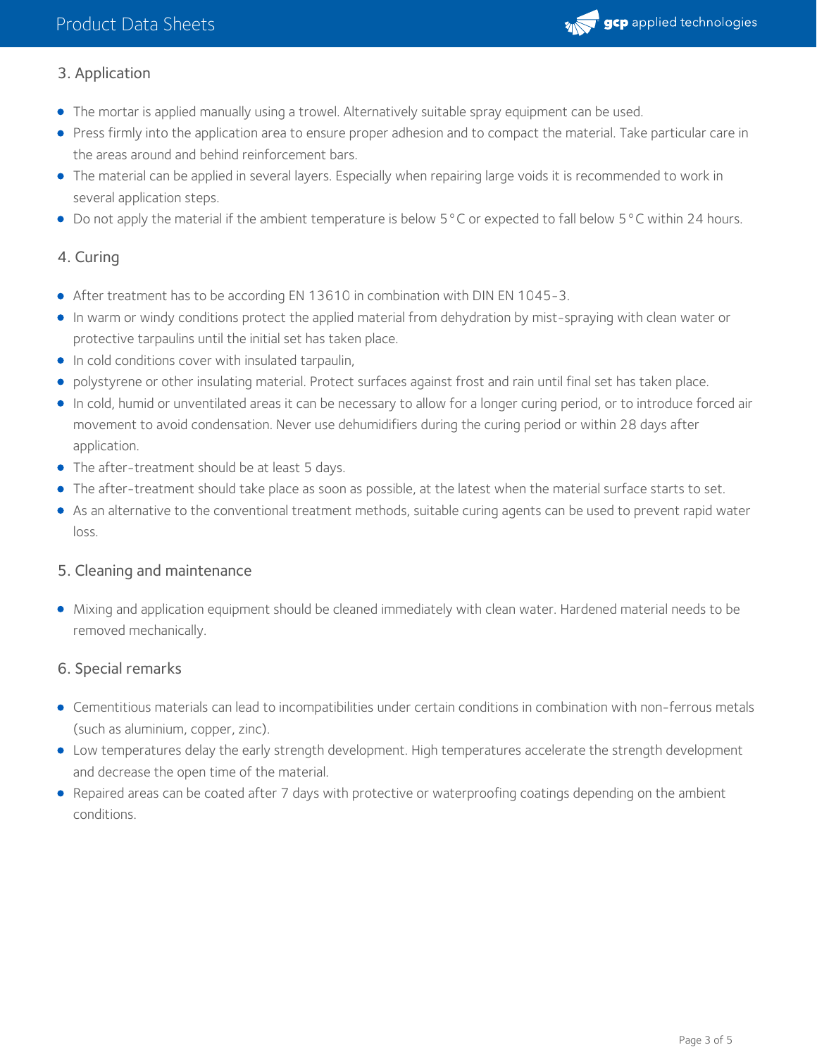## 3. Application

- The mortar is applied manually using a trowel. Alternatively suitable spray equipment can be used.
- Press firmly into the application area to ensure proper adhesion and to compact the material. Take particular care in the areas around and behind reinforcement bars.
- The material can be applied in several layers. Especially when repairing large voids it is recommended to work in several application steps.
- Do not apply the material if the ambient temperature is below 5 °C or expected to fall below 5 °C within 24 hours.

## 4. Curing

- After treatment has to be according EN 13610 in combination with DIN EN 1045-3.
- In warm or windy conditions protect the applied material from dehydration by mist-spraying with clean water or protective tarpaulins until the initial set has taken place.
- In cold conditions cover with insulated tarpaulin,
- polystyrene or other insulating material. Protect surfaces against frost and rain until final set has taken place.
- In cold, humid or unventilated areas it can be necessary to allow for a longer curing period, or to introduce forced air movement to avoid condensation. Never use dehumidifiers during the curing period or within 28 days after application.
- The after-treatment should be at least 5 days.
- The after-treatment should take place as soon as possible, at the latest when the material surface starts to set.
- As an alternative to the conventional treatment methods, suitable curing agents can be used to prevent rapid water loss.

## 5. Cleaning and maintenance

- Mixing and application equipment should be cleaned immediately with clean water. Hardened material needs to be removed mechanically.

## 6. Special remarks

- Cementitious materials can lead to incompatibilities under certain conditions in combination with non-ferrous metals (such as aluminium, copper, zinc).
- Low temperatures delay the early strength development. High temperatures accelerate the strength development and decrease the open time of the material.
- Repaired areas can be coated after 7 days with protective or waterproofing coatings depending on the ambient conditions.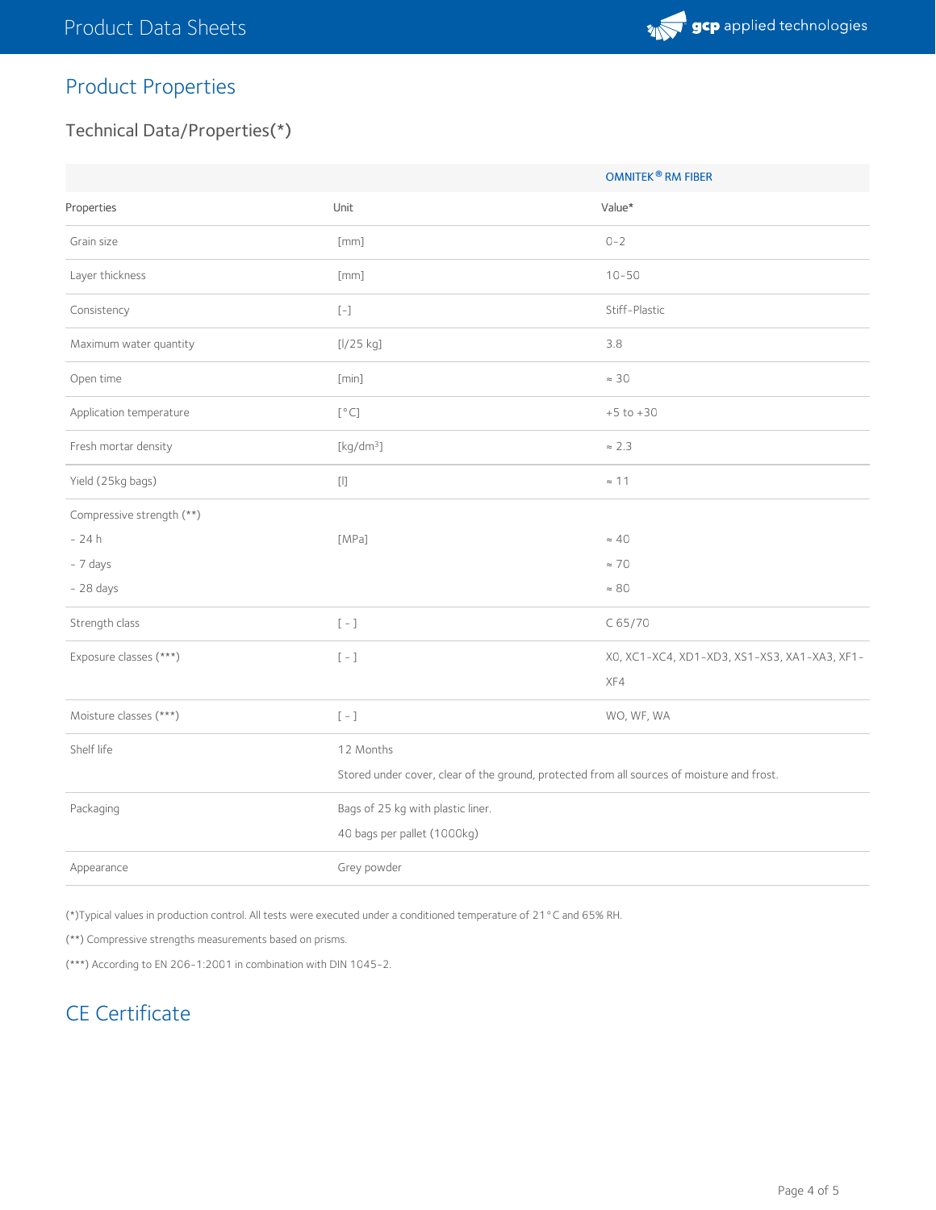## Product Properties

### Technical Data/Properties(*)

| | | OMNITEK® RM FIBER |
|---|---|---|
| Properties | Unit | Value* |
| Grain size | [mm] | 0-2 |
| Layer thickness | [mm] | 10-50 |
| Consistency | [-] | Stiff-Plastic |
| Maximum water quantity | [l/25 kg] | 3.8 |
| Open time | [min] | ≈ 30 |
| Application temperature | [°C] | +5 to +30 |
| Fresh mortar density | [kg/dm³] | ≈ 2.3 |
| Yield (25kg bags) | [l] | ≈ 11 |
| Compressive strength (**)<br>- 24 h<br>- 7 days<br>- 28 days | [MPa] | <br>≈ 40<br>≈ 70<br>≈ 80 |
| Strength class | [ - ] | C 65/70 |
| Exposure classes (***) | [ - ] | X0, XC1-XC4, XD1-XD3, XS1-XS3, XA1-XA3, XF1-XF4 |
| Moisture classes (***) | [ - ] | WO, WF, WA |
| Shelf life | 12 Months<br>Stored under cover, clear of the ground, protected from all sources of moisture and frost. | |
| Packaging | Bags of 25 kg with plastic liner.<br>40 bags per pallet (1000kg) | |
| Appearance | Grey powder | |

(*)Typical values in production control. All tests were executed under a conditioned temperature of 21°C and 65% RH.

(**) Compressive strengths measurements based on prisms.

(***) According to EN 206-1:2001 in combination with DIN 1045-2.

## CE Certificate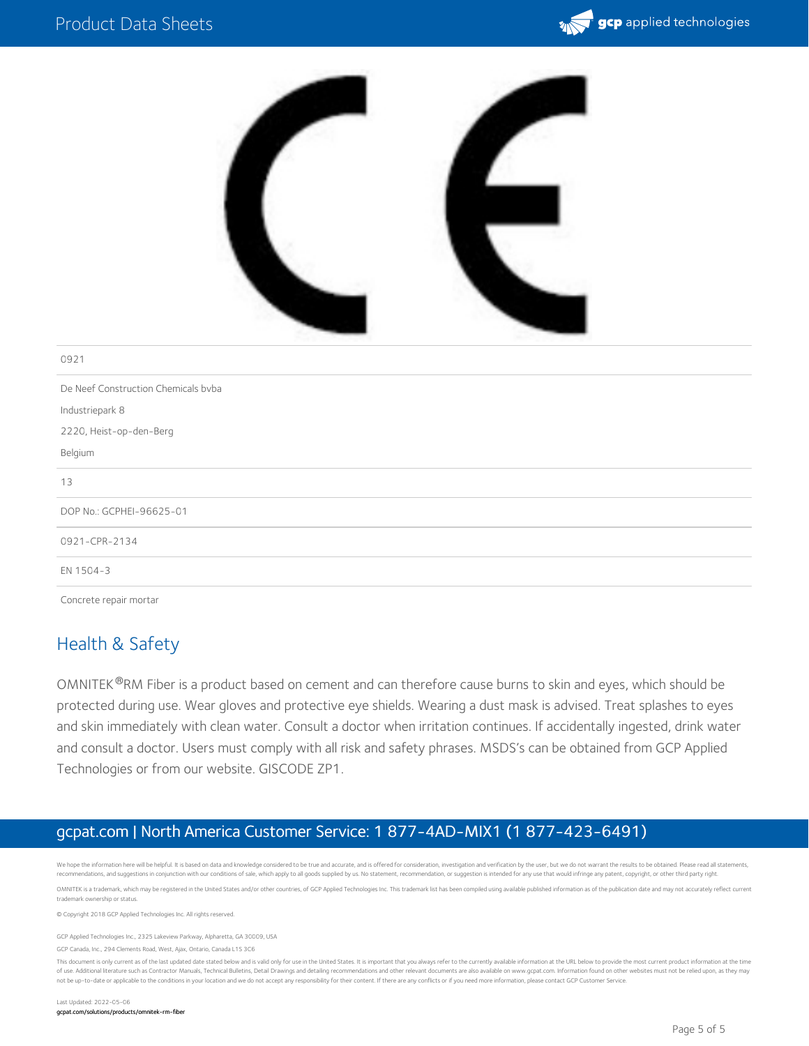| |
|---|
| 0921 |
| De Neef Construction Chemicals bvba<br>Industriepark 8<br>2220, Heist-op-den-Berg<br>Belgium |
| 13 |
| DOP No.: GCPHEI-96625-01 |
| 0921-CPR-2134 |
| EN 1504-3 |
| Concrete repair mortar |

## Health & Safety

OMNITEK®RM Fiber is a product based on cement and can therefore cause burns to skin and eyes, which should be protected during use. Wear gloves and protective eye shields. Wearing a dust mask is advised. Treat splashes to eyes and skin immediately with clean water. Consult a doctor when irritation continues. If accidentally ingested, drink water and consult a doctor. Users must comply with all risk and safety phrases. MSDS's can be obtained from GCP Applied Technologies or from our website. GISCODE ZP1.

gcpat.com | North America Customer Service: 1 877-4AD-MIX1 (1 877-423-6491)

We hope the information here will be helpful. It is based on data and knowledge considered to be true and accurate, and is offered for consideration, investigation and verification by the user, but we do not warrant the results to be obtained. Please read all statements, recommendations, and suggestions in conjunction with our conditions of sale, which apply to all goods supplied by us. No statement, recommendation, or suggestion is intended for any use that would infringe any patent, copyright, or other third party right.

OMNITEK is a trademark, which may be registered in the United States and/or other countries, of GCP Applied Technologies Inc. This trademark list has been compiled using available published information as of the publication date and may not accurately reflect current trademark ownership or status.

© Copyright 2018 GCP Applied Technologies Inc. All rights reserved.

GCP Applied Technologies Inc., 2325 Lakeview Parkway, Alpharetta, GA 30009, USA

GCP Canada, Inc., 294 Clements Road, West, Ajax, Ontario, Canada L1S 3C6

This document is only current as of the last updated date stated below and is valid only for use in the United States. It is important that you always refer to the currently available information at the URL below to provide the most current product information at the time of use. Additional literature such as Contractor Manuals, Technical Bulletins, Detail Drawings and detailing recommendations and other relevant documents are also available on www.gcpat.com. Information found on other websites must not be relied upon, as they may not be up-to-date or applicable to the conditions in your location and we do not accept any responsibility for their content. If there are any conflicts or if you need more information, please contact GCP Customer Service.

Last Updated: 2022-05-06

gcpat.com/solutions/products/omnitek-rm-fiber